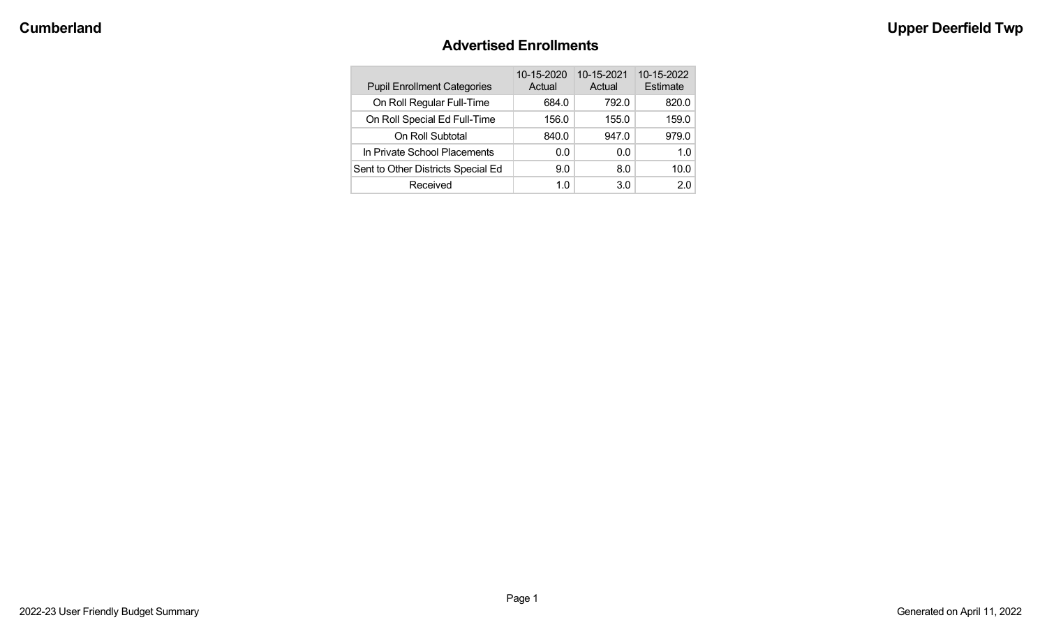# Advertised Enrollments

| Pupil Enrollment Categories | 10-15-2020 Actual | 10-15-2021 Actual | 10-15-2022 Estimate |
|---|---|---|---|
| On Roll Regular Full-Time | 684.0 | 792.0 | 820.0 |
| On Roll Special Ed Full-Time | 156.0 | 155.0 | 159.0 |
| On Roll Subtotal | 840.0 | 947.0 | 979.0 |
| In Private School Placements | 0.0 | 0.0 | 1.0 |
| Sent to Other Districts Special Ed | 9.0 | 8.0 | 10.0 |
| Received | 1.0 | 3.0 | 2.0 |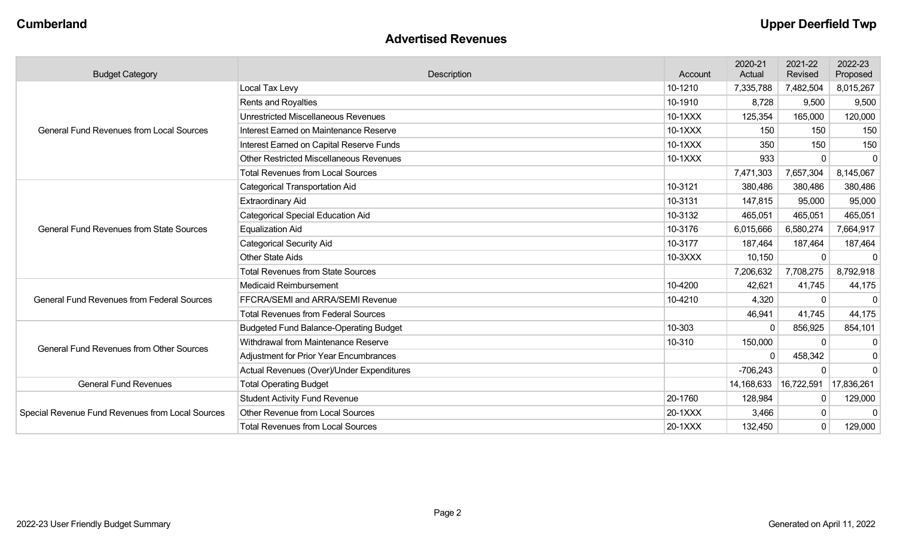**Cumberland** **Upper Deerfield Twp**

## Advertised Revenues

| Budget Category | Description | Account | 2020-21 Actual | 2021-22 Revised | 2022-23 Proposed |
|---|---|---|---|---|---|
| General Fund Revenues from Local Sources | Local Tax Levy | 10-1210 | 7,335,788 | 7,482,504 | 8,015,267 |
| | Rents and Royalties | 10-1910 | 8,728 | 9,500 | 9,500 |
| | Unrestricted Miscellaneous Revenues | 10-1XXX | 125,354 | 165,000 | 120,000 |
| | Interest Earned on Maintenance Reserve | 10-1XXX | 150 | 150 | 150 |
| | Interest Earned on Capital Reserve Funds | 10-1XXX | 350 | 150 | 150 |
| | Other Restricted Miscellaneous Revenues | 10-1XXX | 933 | 0 | 0 |
| | Total Revenues from Local Sources | | 7,471,303 | 7,657,304 | 8,145,067 |
| General Fund Revenues from State Sources | Categorical Transportation Aid | 10-3121 | 380,486 | 380,486 | 380,486 |
| | Extraordinary Aid | 10-3131 | 147,815 | 95,000 | 95,000 |
| | Categorical Special Education Aid | 10-3132 | 465,051 | 465,051 | 465,051 |
| | Equalization Aid | 10-3176 | 6,015,666 | 6,580,274 | 7,664,917 |
| | Categorical Security Aid | 10-3177 | 187,464 | 187,464 | 187,464 |
| | Other State Aids | 10-3XXX | 10,150 | 0 | 0 |
| | Total Revenues from State Sources | | 7,206,632 | 7,708,275 | 8,792,918 |
| General Fund Revenues from Federal Sources | Medicaid Reimbursement | 10-4200 | 42,621 | 41,745 | 44,175 |
| | FFCRA/SEMI and ARRA/SEMI Revenue | 10-4210 | 4,320 | 0 | 0 |
| | Total Revenues from Federal Sources | | 46,941 | 41,745 | 44,175 |
| General Fund Revenues from Other Sources | Budgeted Fund Balance-Operating Budget | 10-303 | 0 | 856,925 | 854,101 |
| | Withdrawal from Maintenance Reserve | 10-310 | 150,000 | 0 | 0 |
| | Adjustment for Prior Year Encumbrances | | 0 | 458,342 | 0 |
| | Actual Revenues (Over)/Under Expenditures | | -706,243 | 0 | 0 |
| General Fund Revenues | Total Operating Budget | | 14,168,633 | 16,722,591 | 17,836,261 |
| Special Revenue Fund Revenues from Local Sources | Student Activity Fund Revenue | 20-1760 | 128,984 | 0 | 129,000 |
| | Other Revenue from Local Sources | 20-1XXX | 3,466 | 0 | 0 |
| | Total Revenues from Local Sources | 20-1XXX | 132,450 | 0 | 129,000 |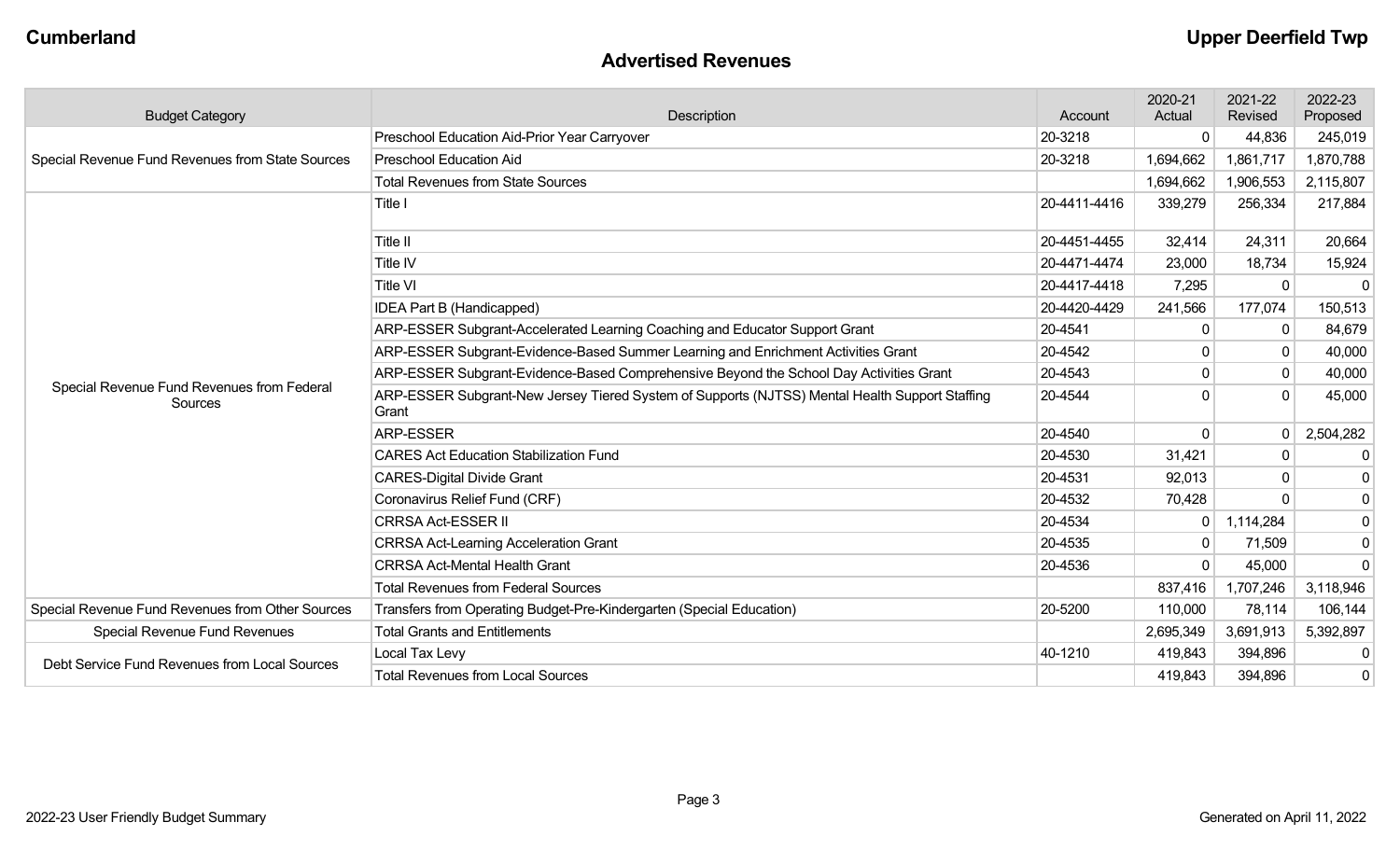**Cumberland** **Upper Deerfield Twp**

## Advertised Revenues

| Budget Category | Description | Account | 2020-21 Actual | 2021-22 Revised | 2022-23 Proposed |
|---|---|---|---|---|---|
| Special Revenue Fund Revenues from State Sources | Preschool Education Aid-Prior Year Carryover | 20-3218 | 0 | 44,836 | 245,019 |
| | Preschool Education Aid | 20-3218 | 1,694,662 | 1,861,717 | 1,870,788 |
| | Total Revenues from State Sources | | 1,694,662 | 1,906,553 | 2,115,807 |
| Special Revenue Fund Revenues from Federal Sources | Title I | 20-4411-4416 | 339,279 | 256,334 | 217,884 |
| | Title II | 20-4451-4455 | 32,414 | 24,311 | 20,664 |
| | Title IV | 20-4471-4474 | 23,000 | 18,734 | 15,924 |
| | Title VI | 20-4417-4418 | 7,295 | 0 | 0 |
| | IDEA Part B (Handicapped) | 20-4420-4429 | 241,566 | 177,074 | 150,513 |
| | ARP-ESSER Subgrant-Accelerated Learning Coaching and Educator Support Grant | 20-4541 | 0 | 0 | 84,679 |
| | ARP-ESSER Subgrant-Evidence-Based Summer Learning and Enrichment Activities Grant | 20-4542 | 0 | 0 | 40,000 |
| | ARP-ESSER Subgrant-Evidence-Based Comprehensive Beyond the School Day Activities Grant | 20-4543 | 0 | 0 | 40,000 |
| | ARP-ESSER Subgrant-New Jersey Tiered System of Supports (NJTSS) Mental Health Support Staffing Grant | 20-4544 | 0 | 0 | 45,000 |
| | ARP-ESSER | 20-4540 | 0 | 0 | 2,504,282 |
| | CARES Act Education Stabilization Fund | 20-4530 | 31,421 | 0 | 0 |
| | CARES-Digital Divide Grant | 20-4531 | 92,013 | 0 | 0 |
| | Coronavirus Relief Fund (CRF) | 20-4532 | 70,428 | 0 | 0 |
| | CRRSA Act-ESSER II | 20-4534 | 0 | 1,114,284 | 0 |
| | CRRSA Act-Learning Acceleration Grant | 20-4535 | 0 | 71,509 | 0 |
| | CRRSA Act-Mental Health Grant | 20-4536 | 0 | 45,000 | 0 |
| | Total Revenues from Federal Sources | | 837,416 | 1,707,246 | 3,118,946 |
| Special Revenue Fund Revenues from Other Sources | Transfers from Operating Budget-Pre-Kindergarten (Special Education) | 20-5200 | 110,000 | 78,114 | 106,144 |
| Special Revenue Fund Revenues | Total Grants and Entitlements | | 2,695,349 | 3,691,913 | 5,392,897 |
| Debt Service Fund Revenues from Local Sources | Local Tax Levy | 40-1210 | 419,843 | 394,896 | 0 |
| | Total Revenues from Local Sources | | 419,843 | 394,896 | 0 |

2022-23 User Friendly Budget Summary — Generated on April 11, 2022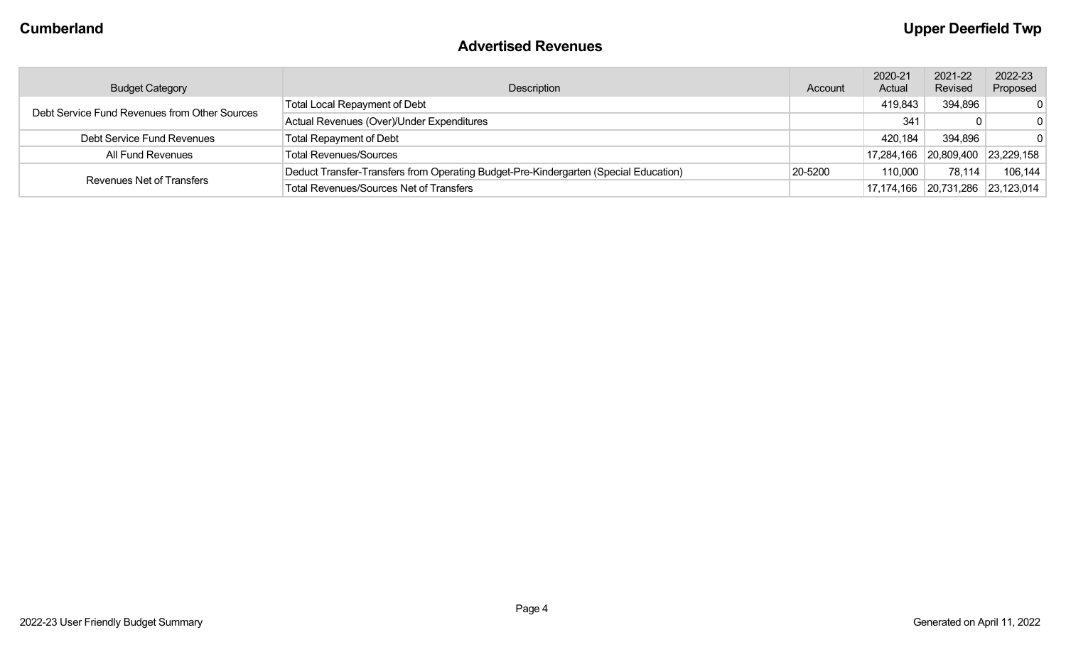## Advertised Revenues

| Budget Category | Description | Account | 2020-21 Actual | 2021-22 Revised | 2022-23 Proposed |
|---|---|---|---|---|---|
| Debt Service Fund Revenues from Other Sources | Total Local Repayment of Debt | | 419,843 | 394,896 | 0 |
| | Actual Revenues (Over)/Under Expenditures | | 341 | 0 | 0 |
| Debt Service Fund Revenues | Total Repayment of Debt | | 420,184 | 394,896 | 0 |
| All Fund Revenues | Total Revenues/Sources | | 17,284,166 | 20,809,400 | 23,229,158 |
| Revenues Net of Transfers | Deduct Transfer-Transfers from Operating Budget-Pre-Kindergarten (Special Education) | 20-5200 | 110,000 | 78,114 | 106,144 |
| | Total Revenues/Sources Net of Transfers | | 17,174,166 | 20,731,286 | 23,123,014 |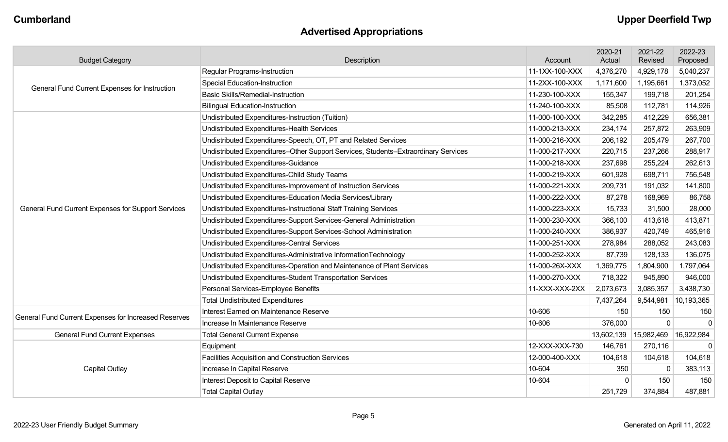## Advertised Appropriations

| Budget Category | Description | Account | 2020-21 Actual | 2021-22 Revised | 2022-23 Proposed |
|---|---|---|---|---|---|
| General Fund Current Expenses for Instruction | Regular Programs-Instruction | 11-1XX-100-XXX | 4,376,270 | 4,929,178 | 5,040,237 |
| | Special Education-Instruction | 11-2XX-100-XXX | 1,171,600 | 1,195,661 | 1,373,052 |
| | Basic Skills/Remedial-Instruction | 11-230-100-XXX | 155,347 | 199,718 | 201,254 |
| | Bilingual Education-Instruction | 11-240-100-XXX | 85,508 | 112,781 | 114,926 |
| General Fund Current Expenses for Support Services | Undistributed Expenditures-Instruction (Tuition) | 11-000-100-XXX | 342,285 | 412,229 | 656,381 |
| | Undistributed Expenditures-Health Services | 11-000-213-XXX | 234,174 | 257,872 | 263,909 |
| | Undistributed Expenditures-Speech, OT, PT and Related Services | 11-000-216-XXX | 206,192 | 205,479 | 267,700 |
| | Undistributed Expenditures–Other Support Services, Students–Extraordinary Services | 11-000-217-XXX | 220,715 | 237,266 | 288,917 |
| | Undistributed Expenditures-Guidance | 11-000-218-XXX | 237,698 | 255,224 | 262,613 |
| | Undistributed Expenditures-Child Study Teams | 11-000-219-XXX | 601,928 | 698,711 | 756,548 |
| | Undistributed Expenditures-Improvement of Instruction Services | 11-000-221-XXX | 209,731 | 191,032 | 141,800 |
| | Undistributed Expenditures-Education Media Services/Library | 11-000-222-XXX | 87,278 | 168,969 | 86,758 |
| | Undistributed Expenditures-Instructional Staff Training Services | 11-000-223-XXX | 15,733 | 31,500 | 28,000 |
| | Undistributed Expenditures-Support Services-General Administration | 11-000-230-XXX | 366,100 | 413,618 | 413,871 |
| | Undistributed Expenditures-Support Services-School Administration | 11-000-240-XXX | 386,937 | 420,749 | 465,916 |
| | Undistributed Expenditures-Central Services | 11-000-251-XXX | 278,984 | 288,052 | 243,083 |
| | Undistributed Expenditures-Administrative InformationTechnology | 11-000-252-XXX | 87,739 | 128,133 | 136,075 |
| | Undistributed Expenditures-Operation and Maintenance of Plant Services | 11-000-26X-XXX | 1,369,775 | 1,804,900 | 1,797,064 |
| | Undistributed Expenditures-Student Transportation Services | 11-000-270-XXX | 718,322 | 945,890 | 946,000 |
| | Personal Services-Employee Benefits | 11-XXX-XXX-2XX | 2,073,673 | 3,085,357 | 3,438,730 |
| | Total Undistributed Expenditures | | 7,437,264 | 9,544,981 | 10,193,365 |
| General Fund Current Expenses for Increased Reserves | Interest Earned on Maintenance Reserve | 10-606 | 150 | 150 | 150 |
| | Increase In Maintenance Reserve | 10-606 | 376,000 | 0 | 0 |
| General Fund Current Expenses | Total General Current Expense | | 13,602,139 | 15,982,469 | 16,922,984 |
| Capital Outlay | Equipment | 12-XXX-XXX-730 | 146,761 | 270,116 | 0 |
| | Facilities Acquisition and Construction Services | 12-000-400-XXX | 104,618 | 104,618 | 104,618 |
| | Increase In Capital Reserve | 10-604 | 350 | 0 | 383,113 |
| | Interest Deposit to Capital Reserve | 10-604 | 0 | 150 | 150 |
| | Total Capital Outlay | | 251,729 | 374,884 | 487,881 |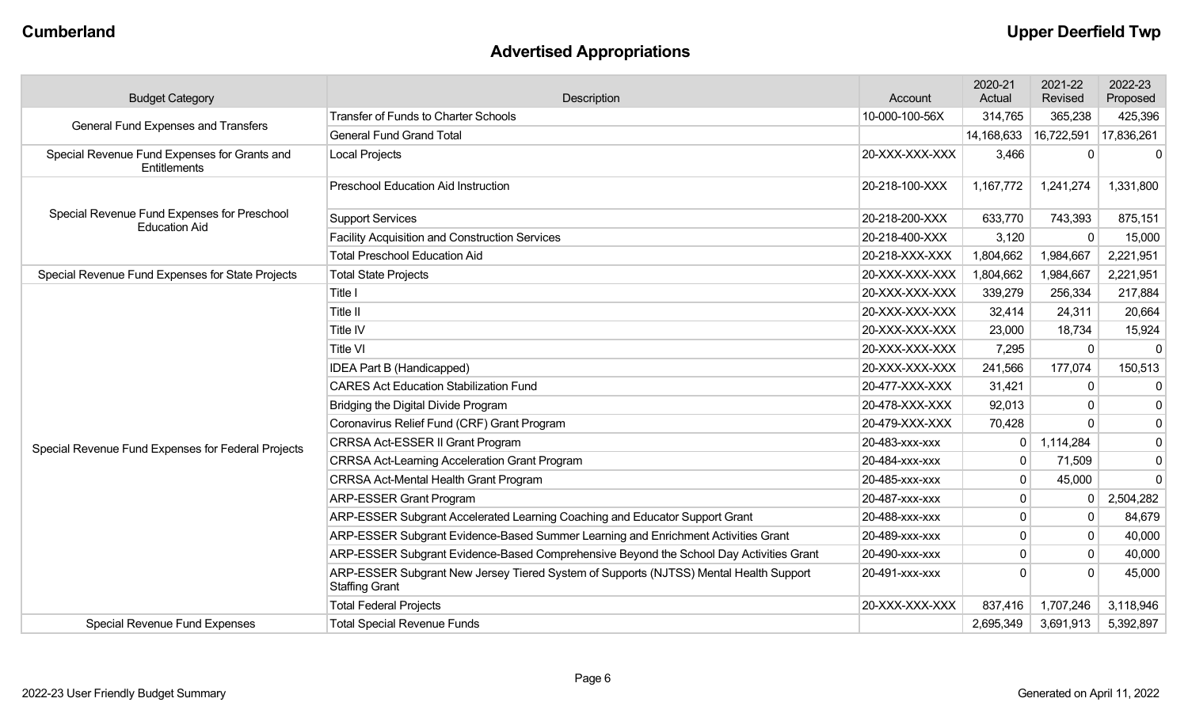Cumberland

Upper Deerfield Twp

# Advertised Appropriations

| Budget Category | Description | Account | 2020-21 Actual | 2021-22 Revised | 2022-23 Proposed |
|---|---|---|---|---|---|
| General Fund Expenses and Transfers | Transfer of Funds to Charter Schools | 10-000-100-56X | 314,765 | 365,238 | 425,396 |
| | General Fund Grand Total | | 14,168,633 | 16,722,591 | 17,836,261 |
| Special Revenue Fund Expenses for Grants and Entitlements | Local Projects | 20-XXX-XXX-XXX | 3,466 | 0 | 0 |
| Special Revenue Fund Expenses for Preschool Education Aid | Preschool Education Aid Instruction | 20-218-100-XXX | 1,167,772 | 1,241,274 | 1,331,800 |
| | Support Services | 20-218-200-XXX | 633,770 | 743,393 | 875,151 |
| | Facility Acquisition and Construction Services | 20-218-400-XXX | 3,120 | 0 | 15,000 |
| | Total Preschool Education Aid | 20-218-XXX-XXX | 1,804,662 | 1,984,667 | 2,221,951 |
| Special Revenue Fund Expenses for State Projects | Total State Projects | 20-XXX-XXX-XXX | 1,804,662 | 1,984,667 | 2,221,951 |
| Special Revenue Fund Expenses for Federal Projects | Title I | 20-XXX-XXX-XXX | 339,279 | 256,334 | 217,884 |
| | Title II | 20-XXX-XXX-XXX | 32,414 | 24,311 | 20,664 |
| | Title IV | 20-XXX-XXX-XXX | 23,000 | 18,734 | 15,924 |
| | Title VI | 20-XXX-XXX-XXX | 7,295 | 0 | 0 |
| | IDEA Part B (Handicapped) | 20-XXX-XXX-XXX | 241,566 | 177,074 | 150,513 |
| | CARES Act Education Stabilization Fund | 20-477-XXX-XXX | 31,421 | 0 | 0 |
| | Bridging the Digital Divide Program | 20-478-XXX-XXX | 92,013 | 0 | 0 |
| | Coronavirus Relief Fund (CRF) Grant Program | 20-479-XXX-XXX | 70,428 | 0 | 0 |
| | CRRSA Act-ESSER II Grant Program | 20-483-xxx-xxx | 0 | 1,114,284 | 0 |
| | CRRSA Act-Learning Acceleration Grant Program | 20-484-xxx-xxx | 0 | 71,509 | 0 |
| | CRRSA Act-Mental Health Grant Program | 20-485-xxx-xxx | 0 | 45,000 | 0 |
| | ARP-ESSER Grant Program | 20-487-xxx-xxx | 0 | 0 | 2,504,282 |
| | ARP-ESSER Subgrant Accelerated Learning Coaching and Educator Support Grant | 20-488-xxx-xxx | 0 | 0 | 84,679 |
| | ARP-ESSER Subgrant Evidence-Based Summer Learning and Enrichment Activities Grant | 20-489-xxx-xxx | 0 | 0 | 40,000 |
| | ARP-ESSER Subgrant Evidence-Based Comprehensive Beyond the School Day Activities Grant | 20-490-xxx-xxx | 0 | 0 | 40,000 |
| | ARP-ESSER Subgrant New Jersey Tiered System of Supports (NJTSS) Mental Health Support Staffing Grant | 20-491-xxx-xxx | 0 | 0 | 45,000 |
| | Total Federal Projects | 20-XXX-XXX-XXX | 837,416 | 1,707,246 | 3,118,946 |
| Special Revenue Fund Expenses | Total Special Revenue Funds | | 2,695,349 | 3,691,913 | 5,392,897 |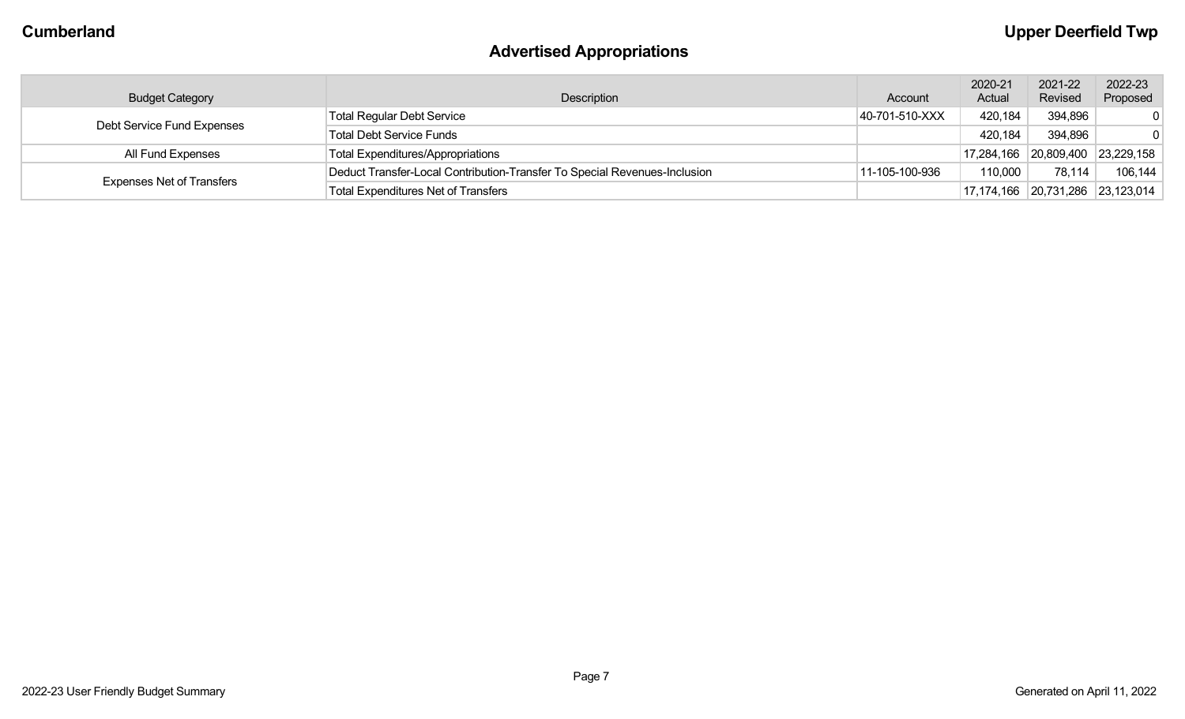## Advertised Appropriations

| Budget Category | Description | Account | 2020-21 Actual | 2021-22 Revised | 2022-23 Proposed |
|---|---|---|---|---|---|
| Debt Service Fund Expenses | Total Regular Debt Service | 40-701-510-XXX | 420,184 | 394,896 | 0 |
| | Total Debt Service Funds | | 420,184 | 394,896 | 0 |
| All Fund Expenses | Total Expenditures/Appropriations | | 17,284,166 | 20,809,400 | 23,229,158 |
| Expenses Net of Transfers | Deduct Transfer-Local Contribution-Transfer To Special Revenues-Inclusion | 11-105-100-936 | 110,000 | 78,114 | 106,144 |
| | Total Expenditures Net of Transfers | | 17,174,166 | 20,731,286 | 23,123,014 |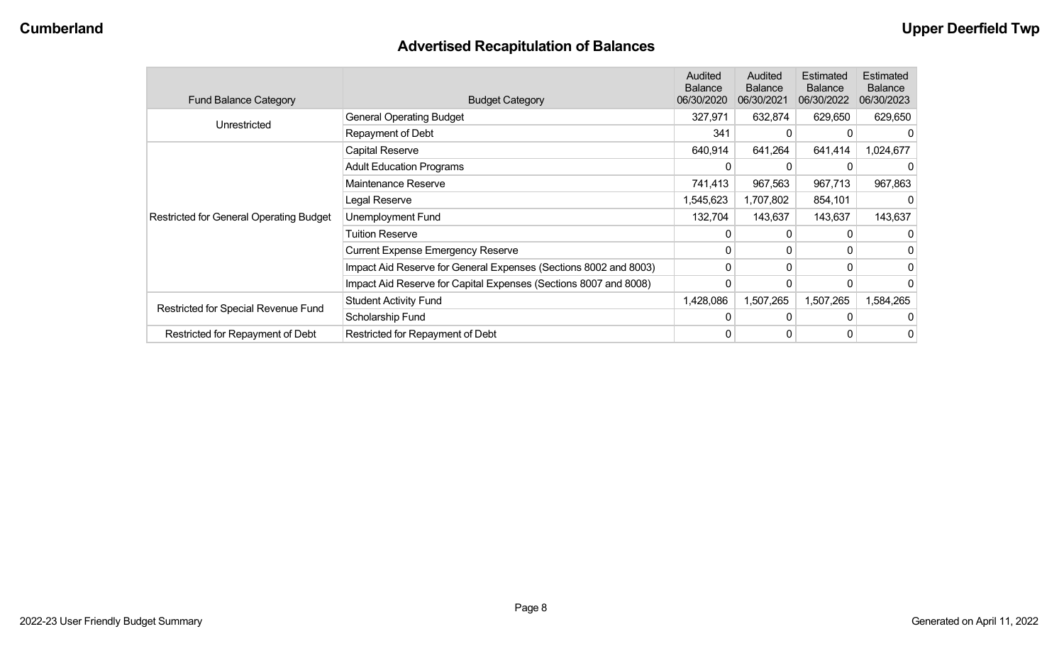## Advertised Recapitulation of Balances

| Fund Balance Category | Budget Category | Audited Balance 06/30/2020 | Audited Balance 06/30/2021 | Estimated Balance 06/30/2022 | Estimated Balance 06/30/2023 |
|---|---|---|---|---|---|
| Unrestricted | General Operating Budget | 327,971 | 632,874 | 629,650 | 629,650 |
| | Repayment of Debt | 341 | 0 | 0 | 0 |
| Restricted for General Operating Budget | Capital Reserve | 640,914 | 641,264 | 641,414 | 1,024,677 |
| | Adult Education Programs | 0 | 0 | 0 | 0 |
| | Maintenance Reserve | 741,413 | 967,563 | 967,713 | 967,863 |
| | Legal Reserve | 1,545,623 | 1,707,802 | 854,101 | 0 |
| | Unemployment Fund | 132,704 | 143,637 | 143,637 | 143,637 |
| | Tuition Reserve | 0 | 0 | 0 | 0 |
| | Current Expense Emergency Reserve | 0 | 0 | 0 | 0 |
| | Impact Aid Reserve for General Expenses (Sections 8002 and 8003) | 0 | 0 | 0 | 0 |
| | Impact Aid Reserve for Capital Expenses (Sections 8007 and 8008) | 0 | 0 | 0 | 0 |
| Restricted for Special Revenue Fund | Student Activity Fund | 1,428,086 | 1,507,265 | 1,507,265 | 1,584,265 |
| | Scholarship Fund | 0 | 0 | 0 | 0 |
| Restricted for Repayment of Debt | Restricted for Repayment of Debt | 0 | 0 | 0 | 0 |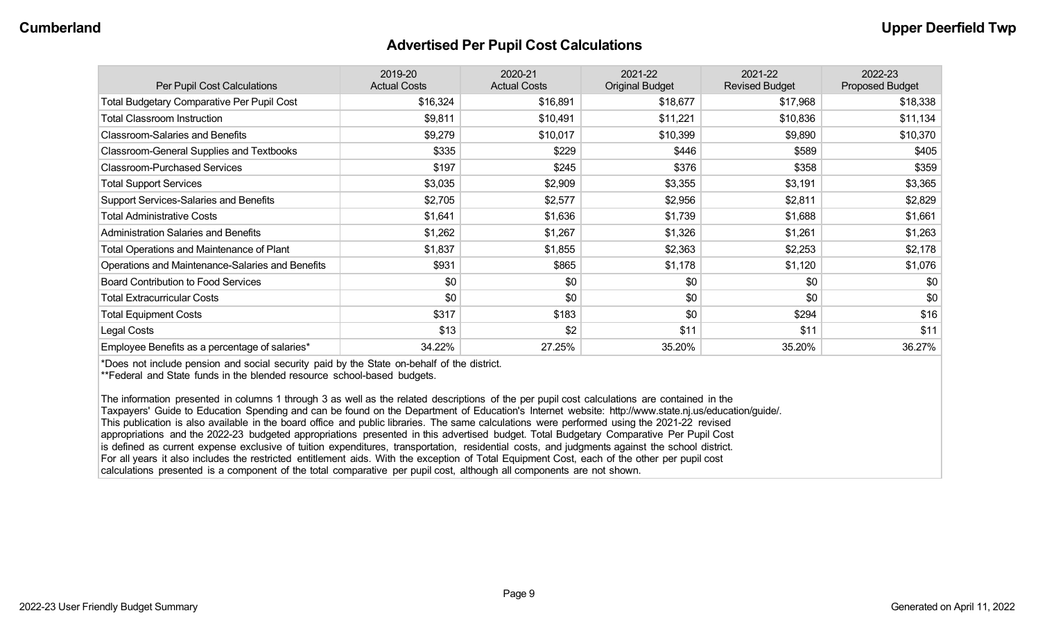## Advertised Per Pupil Cost Calculations

| Per Pupil Cost Calculations | 2019-20 Actual Costs | 2020-21 Actual Costs | 2021-22 Original Budget | 2021-22 Revised Budget | 2022-23 Proposed Budget |
|---|---|---|---|---|---|
| Total Budgetary Comparative Per Pupil Cost | $16,324 | $16,891 | $18,677 | $17,968 | $18,338 |
| Total Classroom Instruction | $9,811 | $10,491 | $11,221 | $10,836 | $11,134 |
| Classroom-Salaries and Benefits | $9,279 | $10,017 | $10,399 | $9,890 | $10,370 |
| Classroom-General Supplies and Textbooks | $335 | $229 | $446 | $589 | $405 |
| Classroom-Purchased Services | $197 | $245 | $376 | $358 | $359 |
| Total Support Services | $3,035 | $2,909 | $3,355 | $3,191 | $3,365 |
| Support Services-Salaries and Benefits | $2,705 | $2,577 | $2,956 | $2,811 | $2,829 |
| Total Administrative Costs | $1,641 | $1,636 | $1,739 | $1,688 | $1,661 |
| Administration Salaries and Benefits | $1,262 | $1,267 | $1,326 | $1,261 | $1,263 |
| Total Operations and Maintenance of Plant | $1,837 | $1,855 | $2,363 | $2,253 | $2,178 |
| Operations and Maintenance-Salaries and Benefits | $931 | $865 | $1,178 | $1,120 | $1,076 |
| Board Contribution to Food Services | $0 | $0 | $0 | $0 | $0 |
| Total Extracurricular Costs | $0 | $0 | $0 | $0 | $0 |
| Total Equipment Costs | $317 | $183 | $0 | $294 | $16 |
| Legal Costs | $13 | $2 | $11 | $11 | $11 |
| Employee Benefits as a percentage of salaries* | 34.22% | 27.25% | 35.20% | 35.20% | 36.27% |

*Does not include pension and social security paid by the State on-behalf of the district.
**Federal and State funds in the blended resource school-based budgets.

The information presented in columns 1 through 3 as well as the related descriptions of the per pupil cost calculations are contained in the Taxpayers' Guide to Education Spending and can be found on the Department of Education's Internet website: http://www.state.nj.us/education/guide/. This publication is also available in the board office and public libraries. The same calculations were performed using the 2021-22 revised appropriations and the 2022-23 budgeted appropriations presented in this advertised budget. Total Budgetary Comparative Per Pupil Cost is defined as current expense exclusive of tuition expenditures, transportation, residential costs, and judgments against the school district. For all years it also includes the restricted entitlement aids. With the exception of Total Equipment Cost, each of the other per pupil cost calculations presented is a component of the total comparative per pupil cost, although all components are not shown.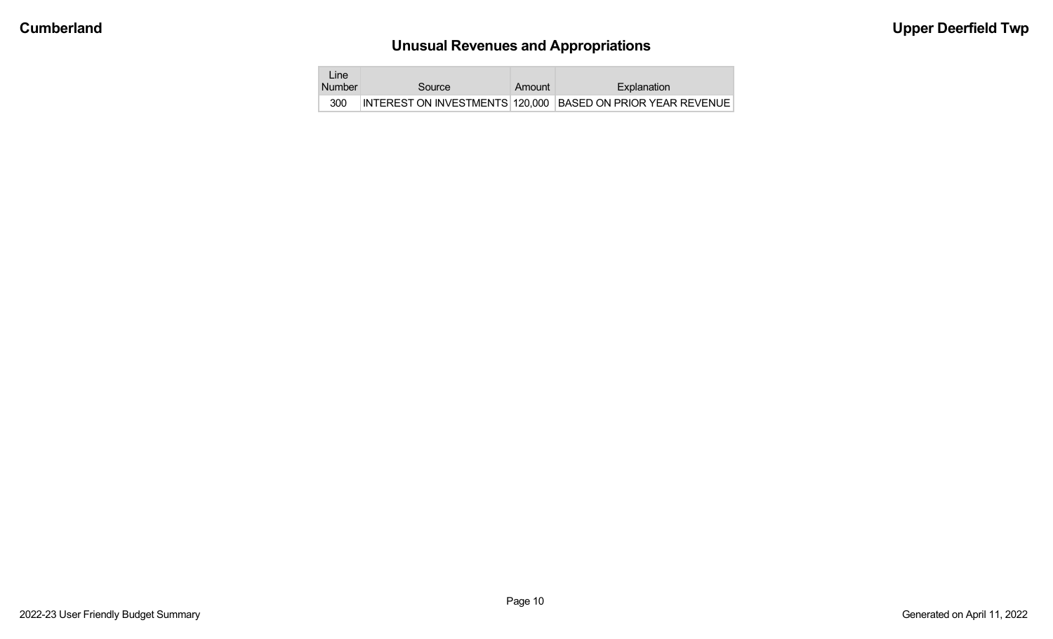## Unusual Revenues and Appropriations

| Line Number | Source | Amount | Explanation |
|---|---|---|---|
| 300 | INTEREST ON INVESTMENTS | 120,000 | BASED ON PRIOR YEAR REVENUE |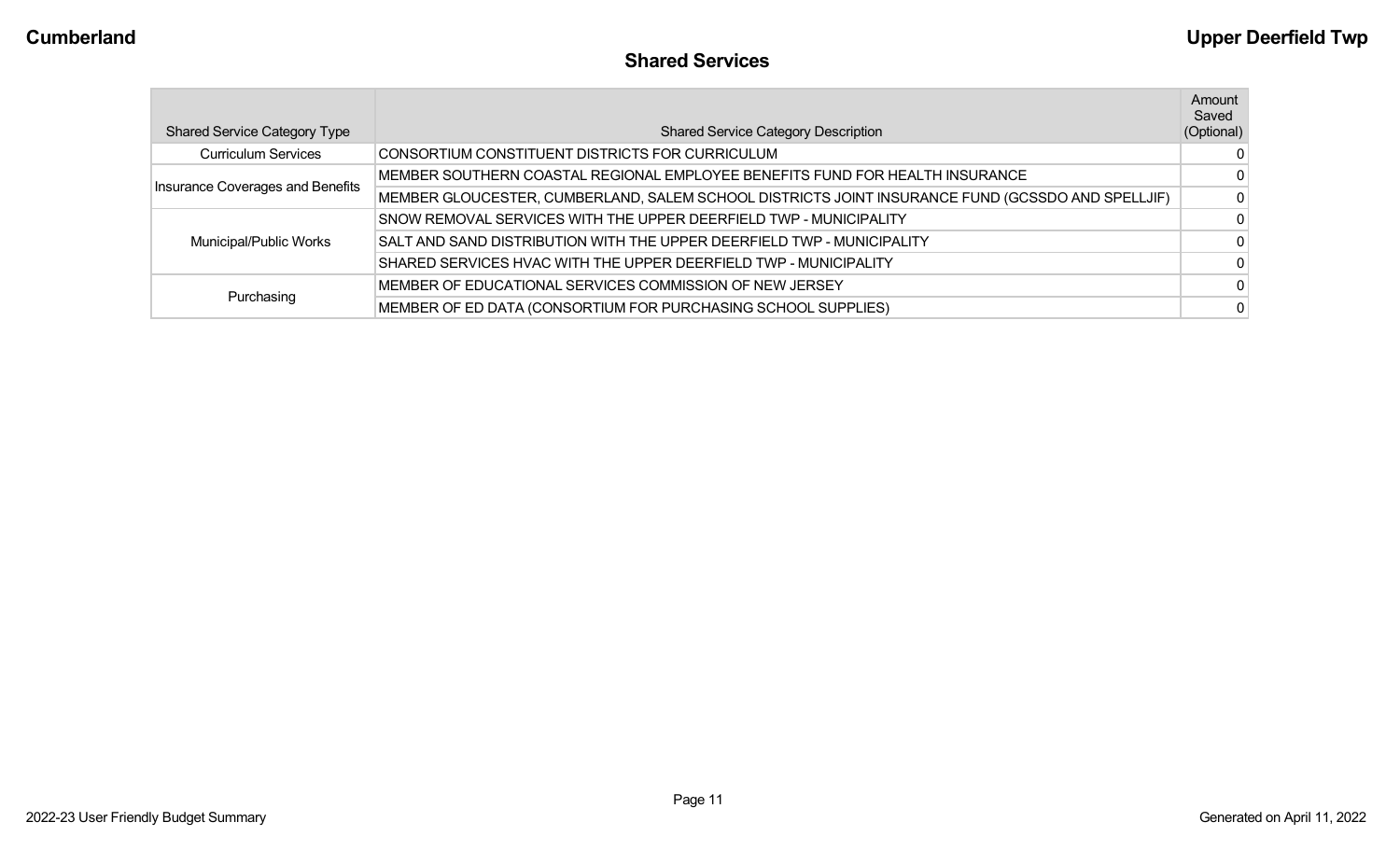## Shared Services

| Shared Service Category Type | Shared Service Category Description | Amount Saved (Optional) |
|---|---|---|
| Curriculum Services | CONSORTIUM CONSTITUENT DISTRICTS FOR CURRICULUM | 0 |
| Insurance Coverages and Benefits | MEMBER SOUTHERN COASTAL REGIONAL EMPLOYEE BENEFITS FUND FOR HEALTH INSURANCE | 0 |
| | MEMBER GLOUCESTER, CUMBERLAND, SALEM SCHOOL DISTRICTS JOINT INSURANCE FUND (GCSSDO AND SPELLJIF) | 0 |
| Municipal/Public Works | SNOW REMOVAL SERVICES WITH THE UPPER DEERFIELD TWP - MUNICIPALITY | 0 |
| | SALT AND SAND DISTRIBUTION WITH THE UPPER DEERFIELD TWP - MUNICIPALITY | 0 |
| | SHARED SERVICES HVAC WITH THE UPPER DEERFIELD TWP - MUNICIPALITY | 0 |
| Purchasing | MEMBER OF EDUCATIONAL SERVICES COMMISSION OF NEW JERSEY | 0 |
| | MEMBER OF ED DATA (CONSORTIUM FOR PURCHASING SCHOOL SUPPLIES) | 0 |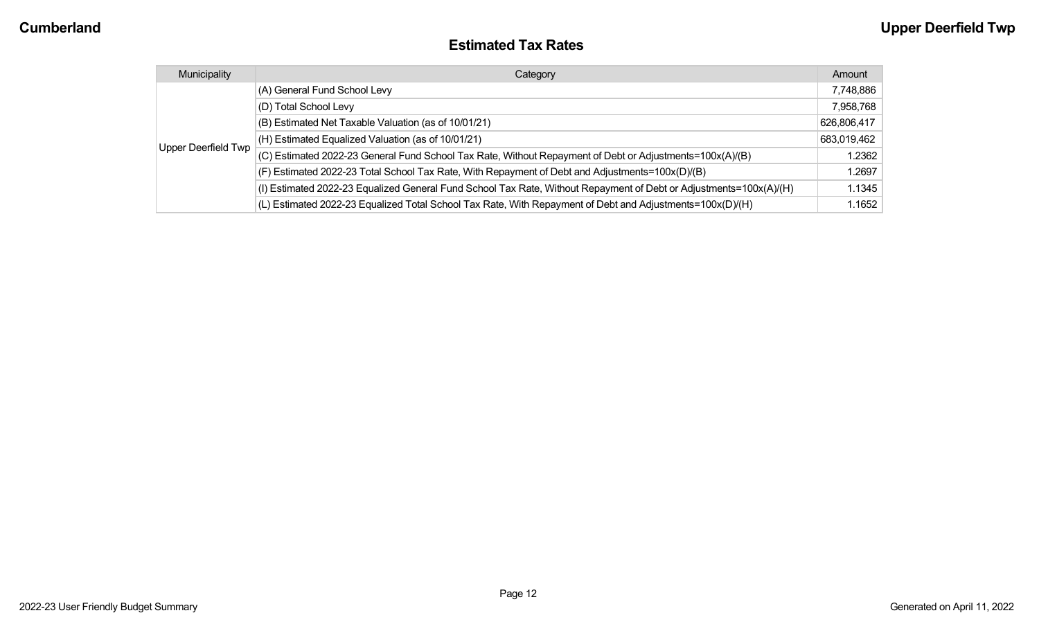## Estimated Tax Rates

| Municipality | Category | Amount |
|---|---|---|
| Upper Deerfield Twp | (A) General Fund School Levy | 7,748,886 |
| | (D) Total School Levy | 7,958,768 |
| | (B) Estimated Net Taxable Valuation (as of 10/01/21) | 626,806,417 |
| | (H) Estimated Equalized Valuation (as of 10/01/21) | 683,019,462 |
| | (C) Estimated 2022-23 General Fund School Tax Rate, Without Repayment of Debt or Adjustments=100x(A)/(B) | 1.2362 |
| | (F) Estimated 2022-23 Total School Tax Rate, With Repayment of Debt and Adjustments=100x(D)/(B) | 1.2697 |
| | (I) Estimated 2022-23 Equalized General Fund School Tax Rate, Without Repayment of Debt or Adjustments=100x(A)/(H) | 1.1345 |
| | (L) Estimated 2022-23 Equalized Total School Tax Rate, With Repayment of Debt and Adjustments=100x(D)/(H) | 1.1652 |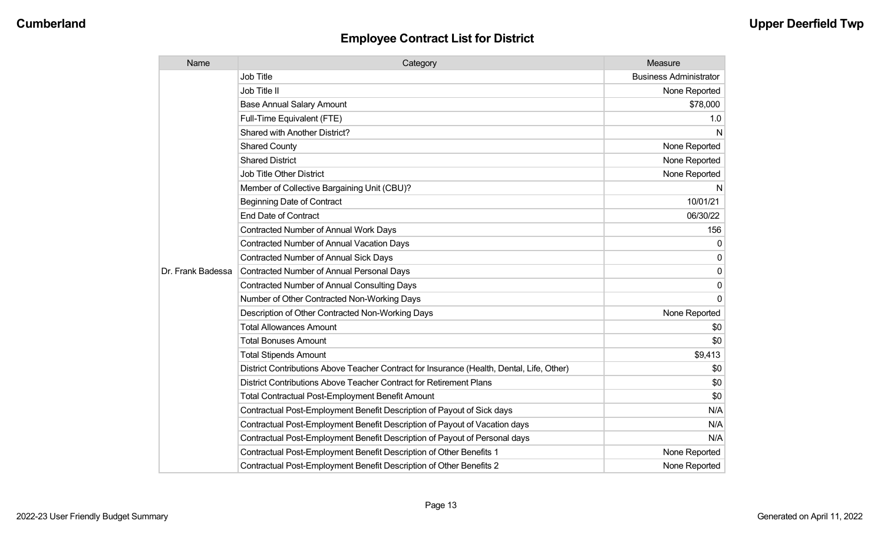## Employee Contract List for District

| Name | Category | Measure |
|---|---|---|
| Dr. Frank Badessa | Job Title | Business Administrator |
| | Job Title II | None Reported |
| | Base Annual Salary Amount | $78,000 |
| | Full-Time Equivalent (FTE) | 1.0 |
| | Shared with Another District? | N |
| | Shared County | None Reported |
| | Shared District | None Reported |
| | Job Title Other District | None Reported |
| | Member of Collective Bargaining Unit (CBU)? | N |
| | Beginning Date of Contract | 10/01/21 |
| | End Date of Contract | 06/30/22 |
| | Contracted Number of Annual Work Days | 156 |
| | Contracted Number of Annual Vacation Days | 0 |
| | Contracted Number of Annual Sick Days | 0 |
| | Contracted Number of Annual Personal Days | 0 |
| | Contracted Number of Annual Consulting Days | 0 |
| | Number of Other Contracted Non-Working Days | 0 |
| | Description of Other Contracted Non-Working Days | None Reported |
| | Total Allowances Amount | $0 |
| | Total Bonuses Amount | $0 |
| | Total Stipends Amount | $9,413 |
| | District Contributions Above Teacher Contract for Insurance (Health, Dental, Life, Other) | $0 |
| | District Contributions Above Teacher Contract for Retirement Plans | $0 |
| | Total Contractual Post-Employment Benefit Amount | $0 |
| | Contractual Post-Employment Benefit Description of Payout of Sick days | N/A |
| | Contractual Post-Employment Benefit Description of Payout of Vacation days | N/A |
| | Contractual Post-Employment Benefit Description of Payout of Personal days | N/A |
| | Contractual Post-Employment Benefit Description of Other Benefits 1 | None Reported |
| | Contractual Post-Employment Benefit Description of Other Benefits 2 | None Reported |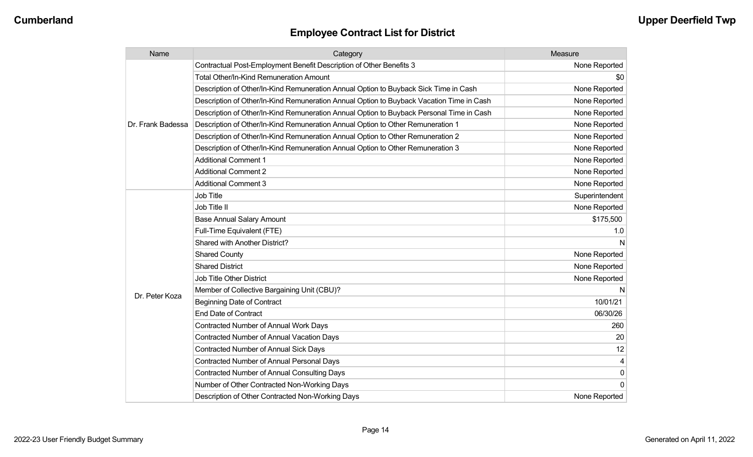# Employee Contract List for District

| Name | Category | Measure |
|---|---|---|
| Dr. Frank Badessa | Contractual Post-Employment Benefit Description of Other Benefits 3 | None Reported |
| | Total Other/In-Kind Remuneration Amount | $0 |
| | Description of Other/In-Kind Remuneration Annual Option to Buyback Sick Time in Cash | None Reported |
| | Description of Other/In-Kind Remuneration Annual Option to Buyback Vacation Time in Cash | None Reported |
| | Description of Other/In-Kind Remuneration Annual Option to Buyback Personal Time in Cash | None Reported |
| | Description of Other/In-Kind Remuneration Annual Option to Other Remuneration 1 | None Reported |
| | Description of Other/In-Kind Remuneration Annual Option to Other Remuneration 2 | None Reported |
| | Description of Other/In-Kind Remuneration Annual Option to Other Remuneration 3 | None Reported |
| | Additional Comment 1 | None Reported |
| | Additional Comment 2 | None Reported |
| | Additional Comment 3 | None Reported |
| Dr. Peter Koza | Job Title | Superintendent |
| | Job Title II | None Reported |
| | Base Annual Salary Amount | $175,500 |
| | Full-Time Equivalent (FTE) | 1.0 |
| | Shared with Another District? | N |
| | Shared County | None Reported |
| | Shared District | None Reported |
| | Job Title Other District | None Reported |
| | Member of Collective Bargaining Unit (CBU)? | N |
| | Beginning Date of Contract | 10/01/21 |
| | End Date of Contract | 06/30/26 |
| | Contracted Number of Annual Work Days | 260 |
| | Contracted Number of Annual Vacation Days | 20 |
| | Contracted Number of Annual Sick Days | 12 |
| | Contracted Number of Annual Personal Days | 4 |
| | Contracted Number of Annual Consulting Days | 0 |
| | Number of Other Contracted Non-Working Days | 0 |
| | Description of Other Contracted Non-Working Days | None Reported |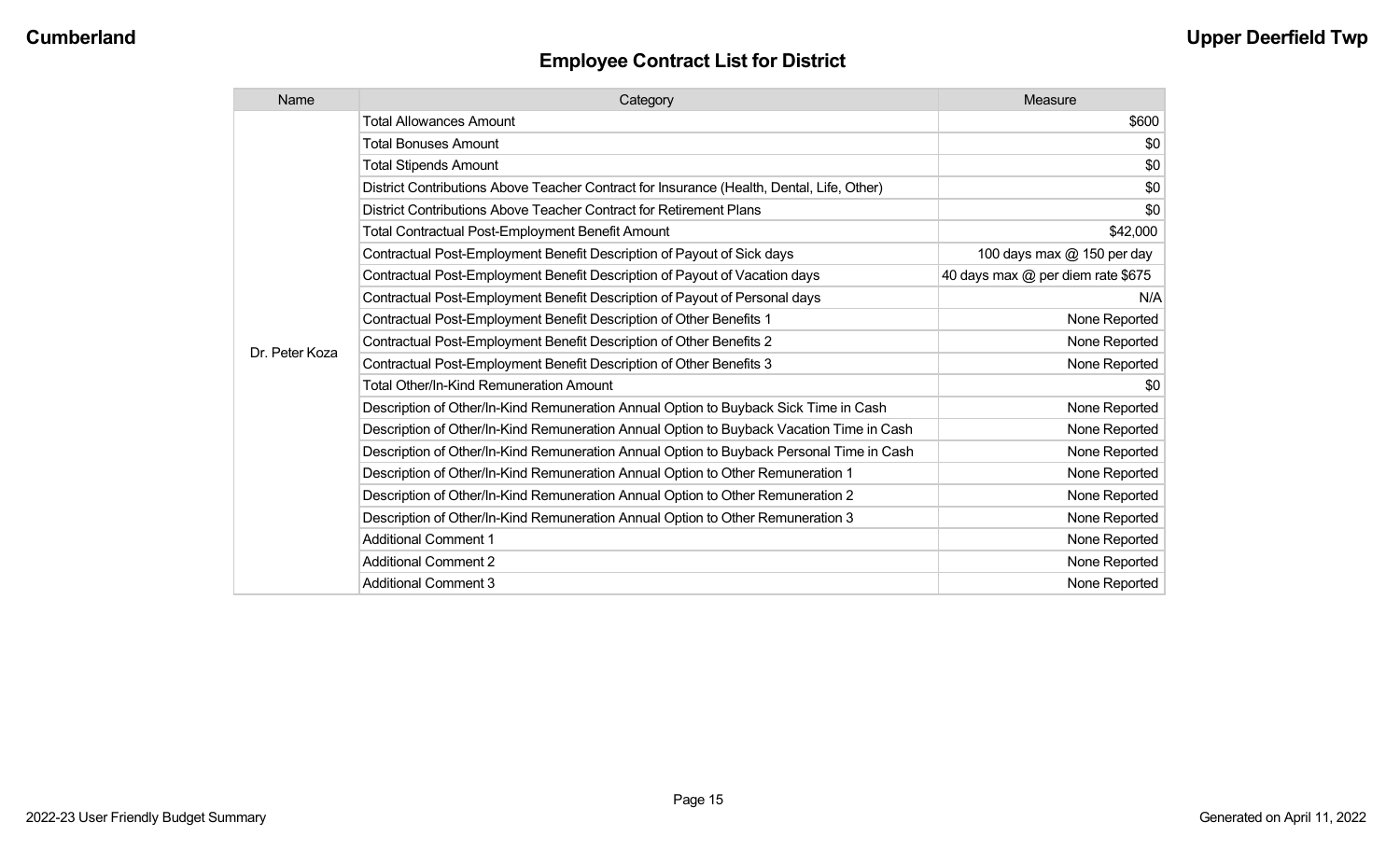## Employee Contract List for District

| Name | Category | Measure |
|---|---|---|
| Dr. Peter Koza | Total Allowances Amount | $600 |
| | Total Bonuses Amount | $0 |
| | Total Stipends Amount | $0 |
| | District Contributions Above Teacher Contract for Insurance (Health, Dental, Life, Other) | $0 |
| | District Contributions Above Teacher Contract for Retirement Plans | $0 |
| | Total Contractual Post-Employment Benefit Amount | $42,000 |
| | Contractual Post-Employment Benefit Description of Payout of Sick days | 100 days max @ 150 per day |
| | Contractual Post-Employment Benefit Description of Payout of Vacation days | 40 days max @ per diem rate $675 |
| | Contractual Post-Employment Benefit Description of Payout of Personal days | N/A |
| | Contractual Post-Employment Benefit Description of Other Benefits 1 | None Reported |
| | Contractual Post-Employment Benefit Description of Other Benefits 2 | None Reported |
| | Contractual Post-Employment Benefit Description of Other Benefits 3 | None Reported |
| | Total Other/In-Kind Remuneration Amount | $0 |
| | Description of Other/In-Kind Remuneration Annual Option to Buyback Sick Time in Cash | None Reported |
| | Description of Other/In-Kind Remuneration Annual Option to Buyback Vacation Time in Cash | None Reported |
| | Description of Other/In-Kind Remuneration Annual Option to Buyback Personal Time in Cash | None Reported |
| | Description of Other/In-Kind Remuneration Annual Option to Other Remuneration 1 | None Reported |
| | Description of Other/In-Kind Remuneration Annual Option to Other Remuneration 2 | None Reported |
| | Description of Other/In-Kind Remuneration Annual Option to Other Remuneration 3 | None Reported |
| | Additional Comment 1 | None Reported |
| | Additional Comment 2 | None Reported |
| | Additional Comment 3 | None Reported |